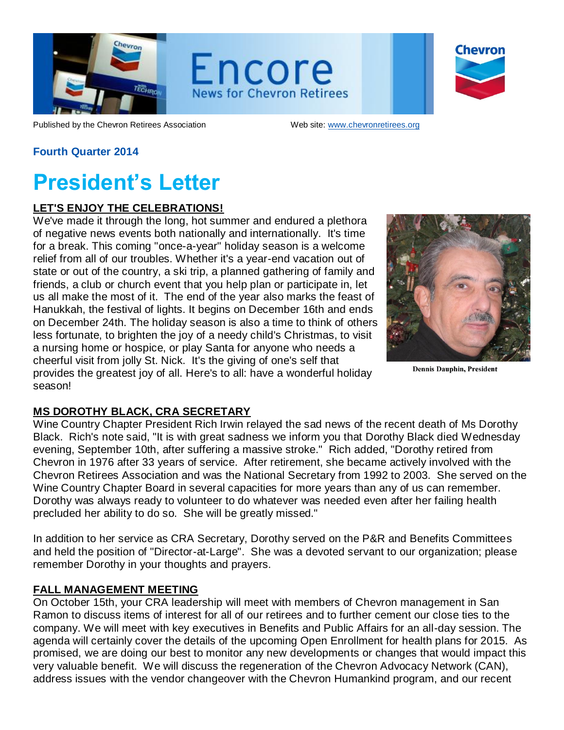# Encore

News for Chevron Retirees

Published by the Chevron Retirees Association Web site: www.chevronretirees.org

**Fourth Quarter 2014**

# President's Letter

## LET'S ENJOY THE CELEBRATIONS!

We've made it through the long, hot summer and endured a plethora of negative news events both nationally and internationally. It's time for a break. This coming "once-a-year" holiday season is a welcome relief from all of our troubles. Whether it's a year-end vacation out of state or out of the country, a ski trip, a planned gathering of family and friends, a club or church event that you help plan or participate in, let us all make the most of it. The end of the year also marks the feast of Hanukkah, the festival of lights. It begins on December 16th and ends on December 24th. The holiday season is also a time to think of others less fortunate, to brighten the joy of a needy child's Christmas, to visit a nursing home or hospice, or play Santa for anyone who needs a cheerful visit from jolly St. Nick. It's the giving of one's self that provides the greatest joy of all. Here's to all: have a wonderful holiday season!

Dennis Dauphin, President

## MS DOROTHY BLACK, CRA SECRETARY

Wine Country Chapter President Rich Irwin relayed the sad news of the recent death of Ms Dorothy Black. Rich's note said, "It is with great sadness we inform you that Dorothy Black died Wednesday evening, September 10th, after suffering a massive stroke." Rich added, "Dorothy retired from Chevron in 1976 after 33 years of service. After retirement, she became actively involved with the Chevron Retirees Association and was the National Secretary from 1992 to 2003. She served on the Wine Country Chapter Board in several capacities for more years than any of us can remember. Dorothy was always ready to volunteer to do whatever was needed even after her failing health precluded her ability to do so. She will be greatly missed."

In addition to her service as CRA Secretary, Dorothy served on the P&R and Benefits Committees and held the position of "Director-at-Large". She was a devoted servant to our organization; please remember Dorothy in your thoughts and prayers.

## FALL MANAGEMENT MEETING

On October 15th, your CRA leadership will meet with members of Chevron management in San Ramon to discuss items of interest for all of our retirees and to further cement our close ties to the company. We will meet with key executives in Benefits and Public Affairs for an all-day session. The agenda will certainly cover the details of the upcoming Open Enrollment for health plans for 2015. As promised, we are doing our best to monitor any new developments or changes that would impact this very valuable benefit. We will discuss the regeneration of the Chevron Advocacy Network (CAN), address issues with the vendor changeover with the Chevron Humankind program, and our recent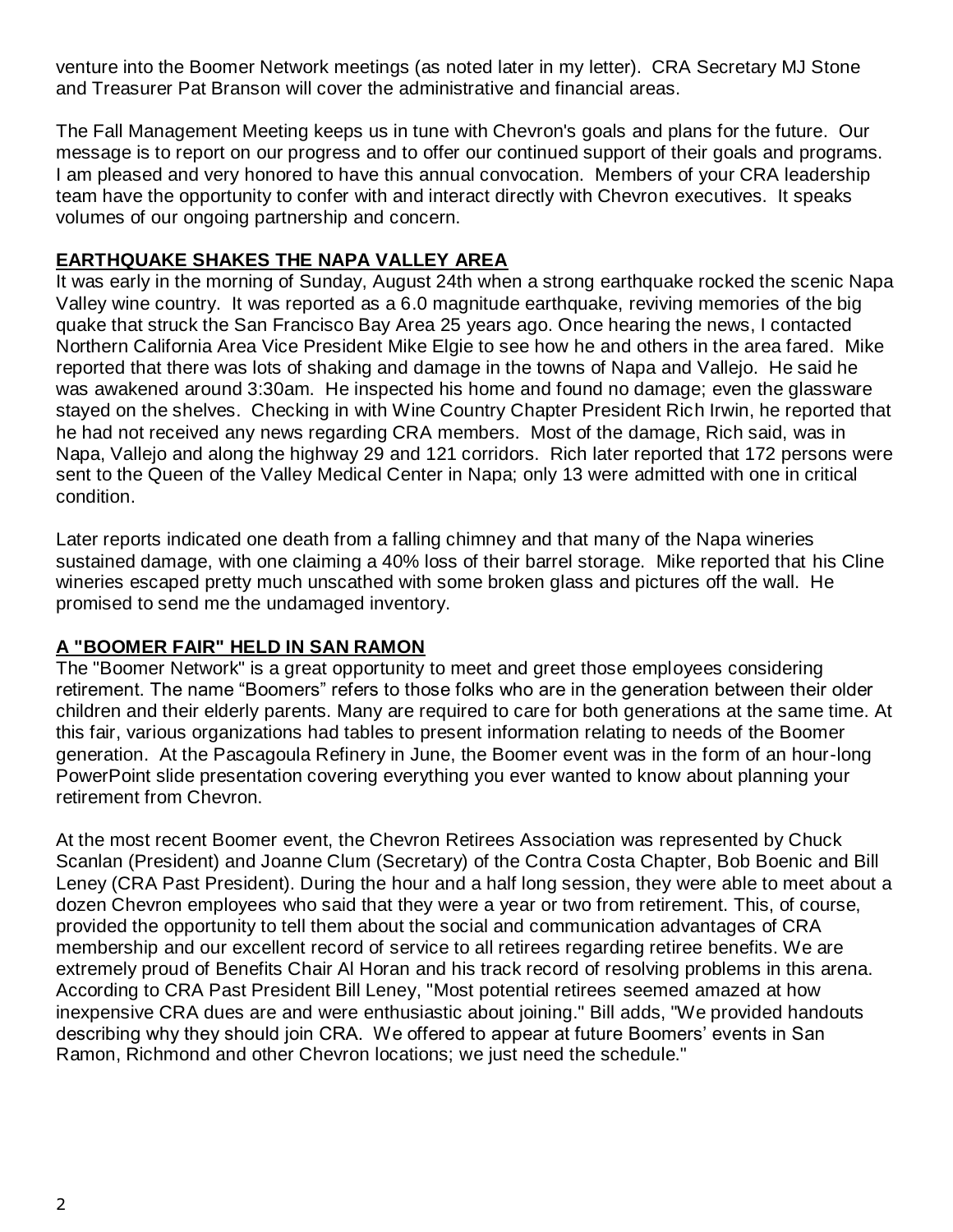venture into the Boomer Network meetings (as noted later in my letter). CRA Secretary MJ Stone and Treasurer Pat Branson will cover the administrative and financial areas.

The Fall Management Meeting keeps us in tune with Chevron's goals and plans for the future. Our message is to report on our progress and to offer our continued support of their goals and programs. I am pleased and very honored to have this annual convocation. Members of your CRA leadership team have the opportunity to confer with and interact directly with Chevron executives. It speaks volumes of our ongoing partnership and concern.

## EARTHQUAKE SHAKES THE NAPA VALLEY AREA

It was early in the morning of Sunday, August 24th when a strong earthquake rocked the scenic Napa Valley wine country. It was reported as a 6.0 magnitude earthquake, reviving memories of the big quake that struck the San Francisco Bay Area 25 years ago. Once hearing the news, I contacted Northern California Area Vice President Mike Elgie to see how he and others in the area fared. Mike reported that there was lots of shaking and damage in the towns of Napa and Vallejo. He said he was awakened around 3:30am. He inspected his home and found no damage; even the glassware stayed on the shelves. Checking in with Wine Country Chapter President Rich Irwin, he reported that he had not received any news regarding CRA members. Most of the damage, Rich said, was in Napa, Vallejo and along the highway 29 and 121 corridors. Rich later reported that 172 persons were sent to the Queen of the Valley Medical Center in Napa; only 13 were admitted with one in critical condition.

Later reports indicated one death from a falling chimney and that many of the Napa wineries sustained damage, with one claiming a 40% loss of their barrel storage. Mike reported that his Cline wineries escaped pretty much unscathed with some broken glass and pictures off the wall. He promised to send me the undamaged inventory.

## A "BOOMER FAIR" HELD IN SAN RAMON

The "Boomer Network" is a great opportunity to meet and greet those employees considering retirement. The name "Boomers" refers to those folks who are in the generation between their older children and their elderly parents. Many are required to care for both generations at the same time. At this fair, various organizations had tables to present information relating to needs of the Boomer generation. At the Pascagoula Refinery in June, the Boomer event was in the form of an hour-long PowerPoint slide presentation covering everything you ever wanted to know about planning your retirement from Chevron.

At the most recent Boomer event, the Chevron Retirees Association was represented by Chuck Scanlan (President) and Joanne Clum (Secretary) of the Contra Costa Chapter, Bob Boenic and Bill Leney (CRA Past President). During the hour and a half long session, they were able to meet about a dozen Chevron employees who said that they were a year or two from retirement. This, of course, provided the opportunity to tell them about the social and communication advantages of CRA membership and our excellent record of service to all retirees regarding retiree benefits. We are extremely proud of Benefits Chair Al Horan and his track record of resolving problems in this arena. According to CRA Past President Bill Leney, "Most potential retirees seemed amazed at how inexpensive CRA dues are and were enthusiastic about joining." Bill adds, "We provided handouts describing why they should join CRA. We offered to appear at future Boomers' events in San Ramon, Richmond and other Chevron locations; we just need the schedule."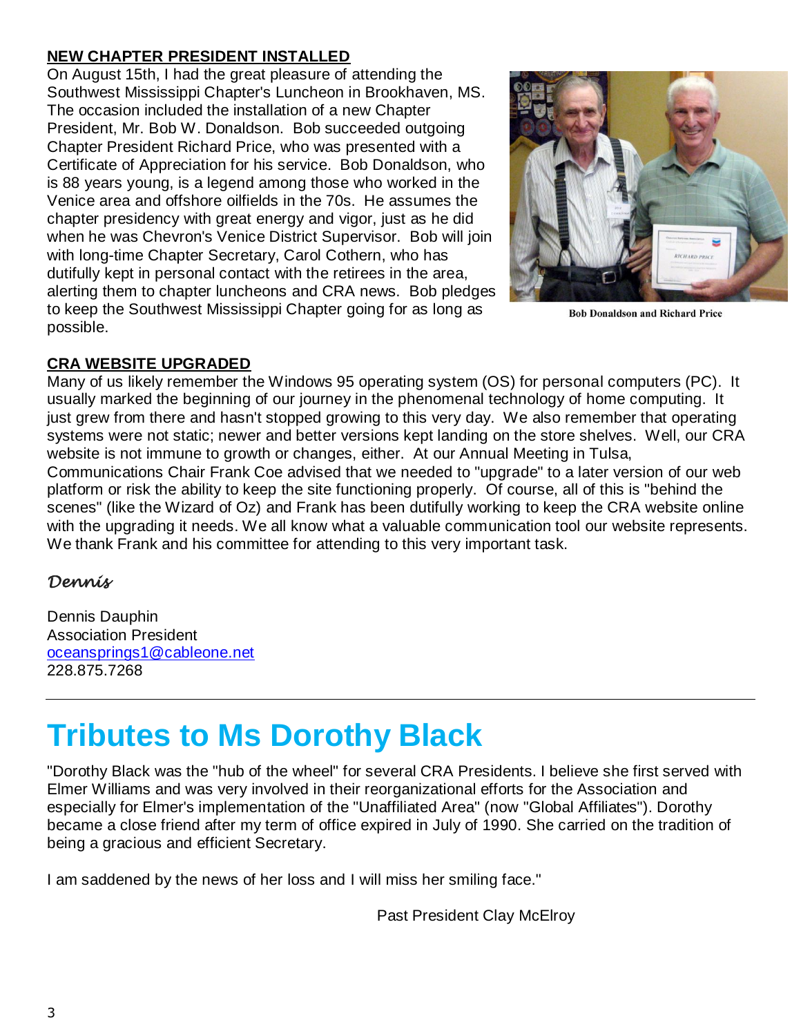**NEW CHAPTER PRESIDENT INSTALLED**

On August 15th, I had the great pleasure of attending the Southwest Mississippi Chapter's Luncheon in Brookhaven, MS. The occasion included the installation of a new Chapter President, Mr. Bob W. Donaldson. Bob succeeded outgoing Chapter President Richard Price, who was presented with a Certificate of Appreciation for his service. Bob Donaldson, who is 88 years young, is a legend among those who worked in the Venice area and offshore oilfields in the 70s. He assumes the chapter presidency with great energy and vigor, just as he did when he was Chevron's Venice District Supervisor. Bob will join with long-time Chapter Secretary, Carol Cothern, who has dutifully kept in personal contact with the retirees in the area, alerting them to chapter luncheons and CRA news. Bob pledges to keep the Southwest Mississippi Chapter going for as long as possible.

Bob Donaldson and Richard Price

**CRA WEBSITE UPGRADED**

Many of us likely remember the Windows 95 operating system (OS) for personal computers (PC). It usually marked the beginning of our journey in the phenomenal technology of home computing. It just grew from there and hasn't stopped growing to this very day. We also remember that operating systems were not static; newer and better versions kept landing on the store shelves. Well, our CRA website is not immune to growth or changes, either. At our Annual Meeting in Tulsa, Communications Chair Frank Coe advised that we needed to "upgrade" to a later version of our web platform or risk the ability to keep the site functioning properly. Of course, all of this is "behind the scenes" (like the Wizard of Oz) and Frank has been dutifully working to keep the CRA website online with the upgrading it needs. We all know what a valuable communication tool our website represents. We thank Frank and his committee for attending to this very important task.

*Dennis*

Dennis Dauphin
Association President
oceansprings1@cableone.net
228.875.7268

---

# Tributes to Ms Dorothy Black

"Dorothy Black was the "hub of the wheel" for several CRA Presidents. I believe she first served with Elmer Williams and was very involved in their reorganizational efforts for the Association and especially for Elmer's implementation of the "Unaffiliated Area" (now "Global Affiliates"). Dorothy became a close friend after my term of office expired in July of 1990. She carried on the tradition of being a gracious and efficient Secretary.

I am saddened by the news of her loss and I will miss her smiling face."

Past President Clay McElroy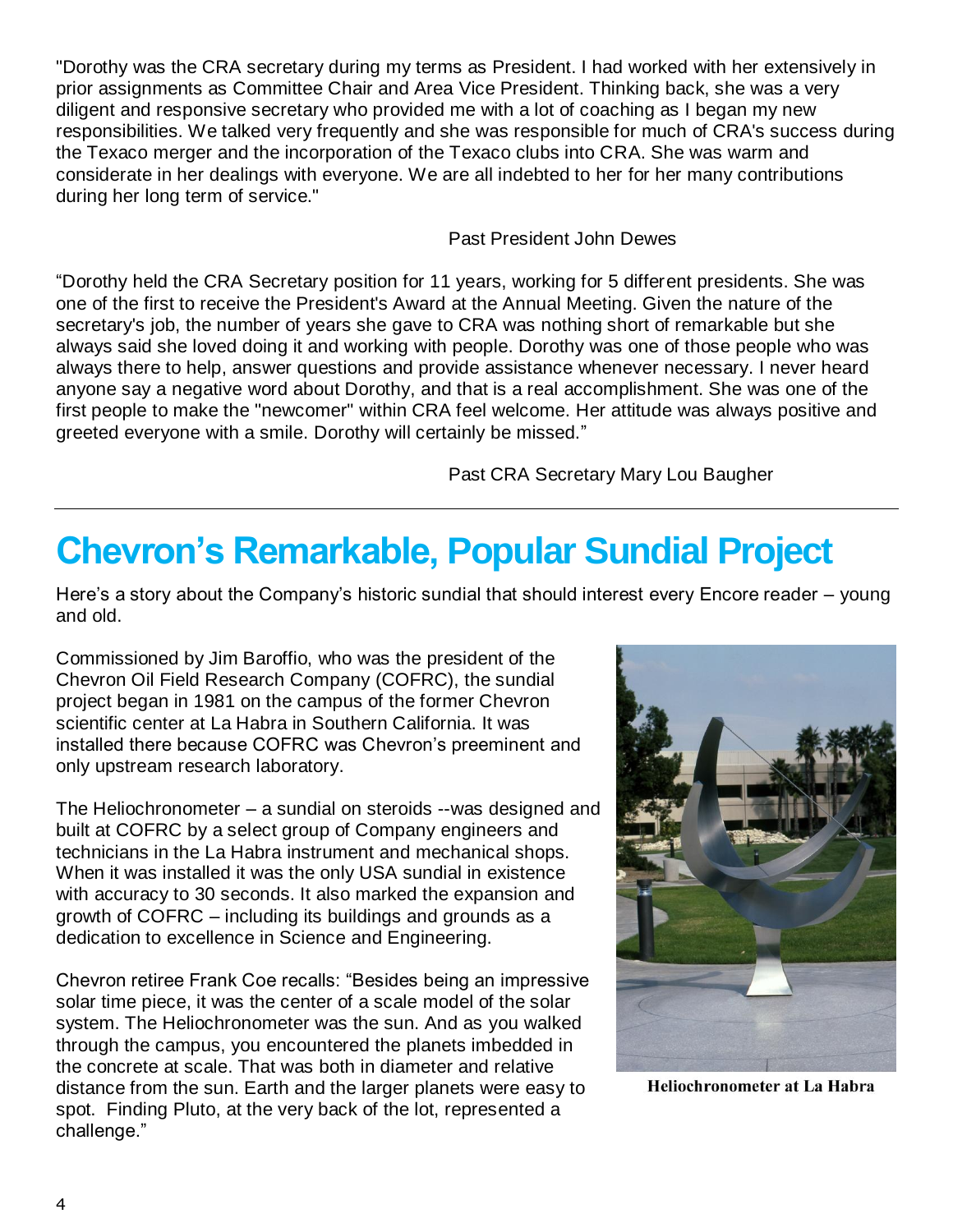"Dorothy was the CRA secretary during my terms as President. I had worked with her extensively in prior assignments as Committee Chair and Area Vice President. Thinking back, she was a very diligent and responsive secretary who provided me with a lot of coaching as I began my new responsibilities. We talked very frequently and she was responsible for much of CRA's success during the Texaco merger and the incorporation of the Texaco clubs into CRA. She was warm and considerate in her dealings with everyone. We are all indebted to her for her many contributions during her long term of service."

Past President John Dewes

"Dorothy held the CRA Secretary position for 11 years, working for 5 different presidents. She was one of the first to receive the President's Award at the Annual Meeting. Given the nature of the secretary's job, the number of years she gave to CRA was nothing short of remarkable but she always said she loved doing it and working with people. Dorothy was one of those people who was always there to help, answer questions and provide assistance whenever necessary. I never heard anyone say a negative word about Dorothy, and that is a real accomplishment. She was one of the first people to make the "newcomer" within CRA feel welcome. Her attitude was always positive and greeted everyone with a smile. Dorothy will certainly be missed."

Past CRA Secretary Mary Lou Baugher

---

# Chevron's Remarkable, Popular Sundial Project

Here's a story about the Company's historic sundial that should interest every Encore reader – young and old.

Commissioned by Jim Baroffio, who was the president of the Chevron Oil Field Research Company (COFRC), the sundial project began in 1981 on the campus of the former Chevron scientific center at La Habra in Southern California. It was installed there because COFRC was Chevron's preeminent and only upstream research laboratory.

The Heliochronometer – a sundial on steroids --was designed and built at COFRC by a select group of Company engineers and technicians in the La Habra instrument and mechanical shops. When it was installed it was the only USA sundial in existence with accuracy to 30 seconds. It also marked the expansion and growth of COFRC – including its buildings and grounds as a dedication to excellence in Science and Engineering.

Chevron retiree Frank Coe recalls: "Besides being an impressive solar time piece, it was the center of a scale model of the solar system. The Heliochronometer was the sun. And as you walked through the campus, you encountered the planets imbedded in the concrete at scale. That was both in diameter and relative distance from the sun. Earth and the larger planets were easy to spot. Finding Pluto, at the very back of the lot, represented a challenge."

**Heliochronometer at La Habra**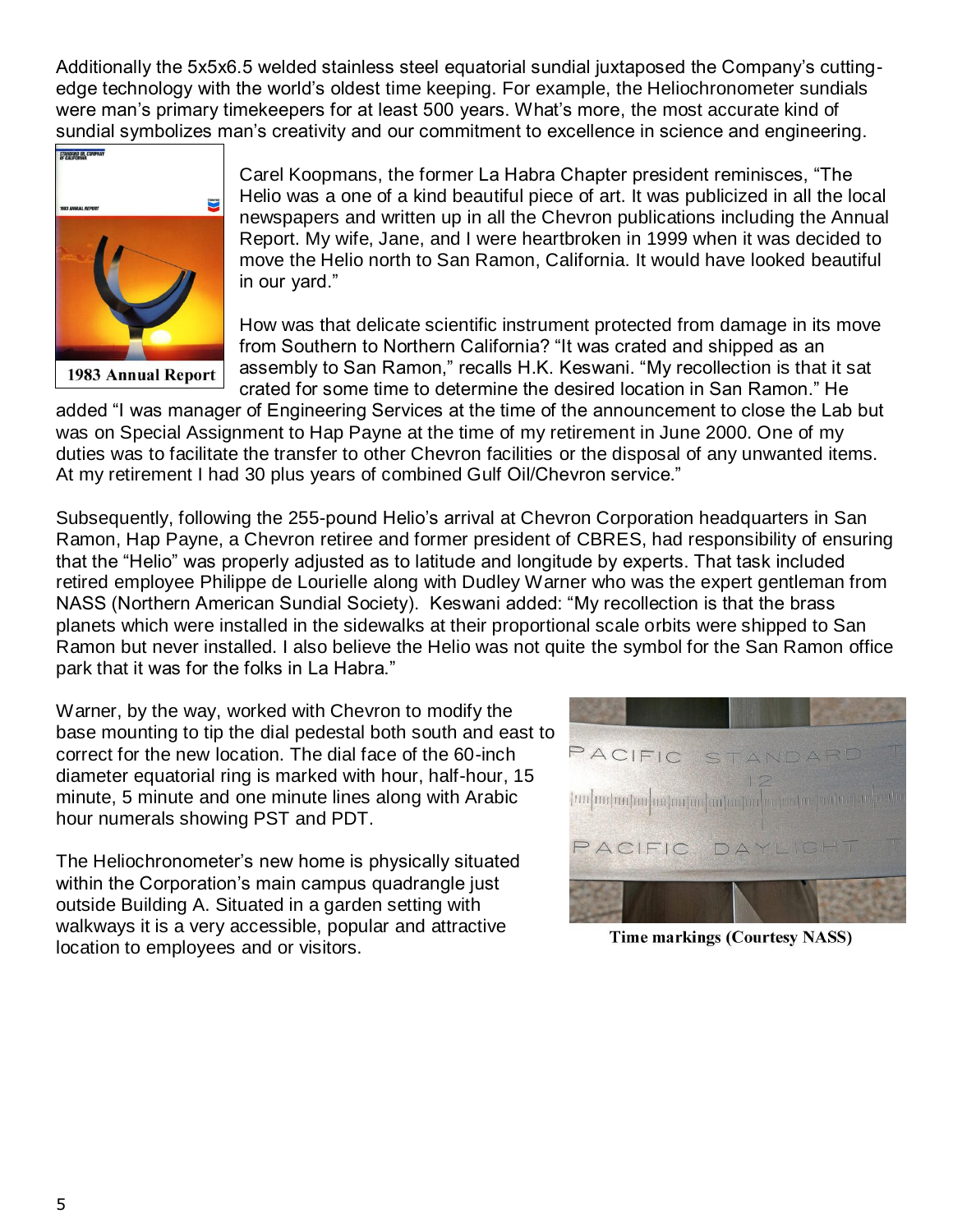Additionally the 5x5x6.5 welded stainless steel equatorial sundial juxtaposed the Company's cutting-edge technology with the world's oldest time keeping. For example, the Heliochronometer sundials were man's primary timekeepers for at least 500 years. What's more, the most accurate kind of sundial symbolizes man's creativity and our commitment to excellence in science and engineering.

1983 Annual Report

Carel Koopmans, the former La Habra Chapter president reminisces, "The Helio was a one of a kind beautiful piece of art. It was publicized in all the local newspapers and written up in all the Chevron publications including the Annual Report. My wife, Jane, and I were heartbroken in 1999 when it was decided to move the Helio north to San Ramon, California. It would have looked beautiful in our yard."

How was that delicate scientific instrument protected from damage in its move from Southern to Northern California? "It was crated and shipped as an assembly to San Ramon," recalls H.K. Keswani. "My recollection is that it sat crated for some time to determine the desired location in San Ramon." He added "I was manager of Engineering Services at the time of the announcement to close the Lab but was on Special Assignment to Hap Payne at the time of my retirement in June 2000. One of my duties was to facilitate the transfer to other Chevron facilities or the disposal of any unwanted items. At my retirement I had 30 plus years of combined Gulf Oil/Chevron service."

Subsequently, following the 255-pound Helio's arrival at Chevron Corporation headquarters in San Ramon, Hap Payne, a Chevron retiree and former president of CBRES, had responsibility of ensuring that the "Helio" was properly adjusted as to latitude and longitude by experts. That task included retired employee Philippe de Lourielle along with Dudley Warner who was the expert gentleman from NASS (Northern American Sundial Society). Keswani added: "My recollection is that the brass planets which were installed in the sidewalks at their proportional scale orbits were shipped to San Ramon but never installed. I also believe the Helio was not quite the symbol for the San Ramon office park that it was for the folks in La Habra."

Warner, by the way, worked with Chevron to modify the base mounting to tip the dial pedestal both south and east to correct for the new location. The dial face of the 60-inch diameter equatorial ring is marked with hour, half-hour, 15 minute, 5 minute and one minute lines along with Arabic hour numerals showing PST and PDT.

Time markings (Courtesy NASS)

The Heliochronometer's new home is physically situated within the Corporation's main campus quadrangle just outside Building A. Situated in a garden setting with walkways it is a very accessible, popular and attractive location to employees and or visitors.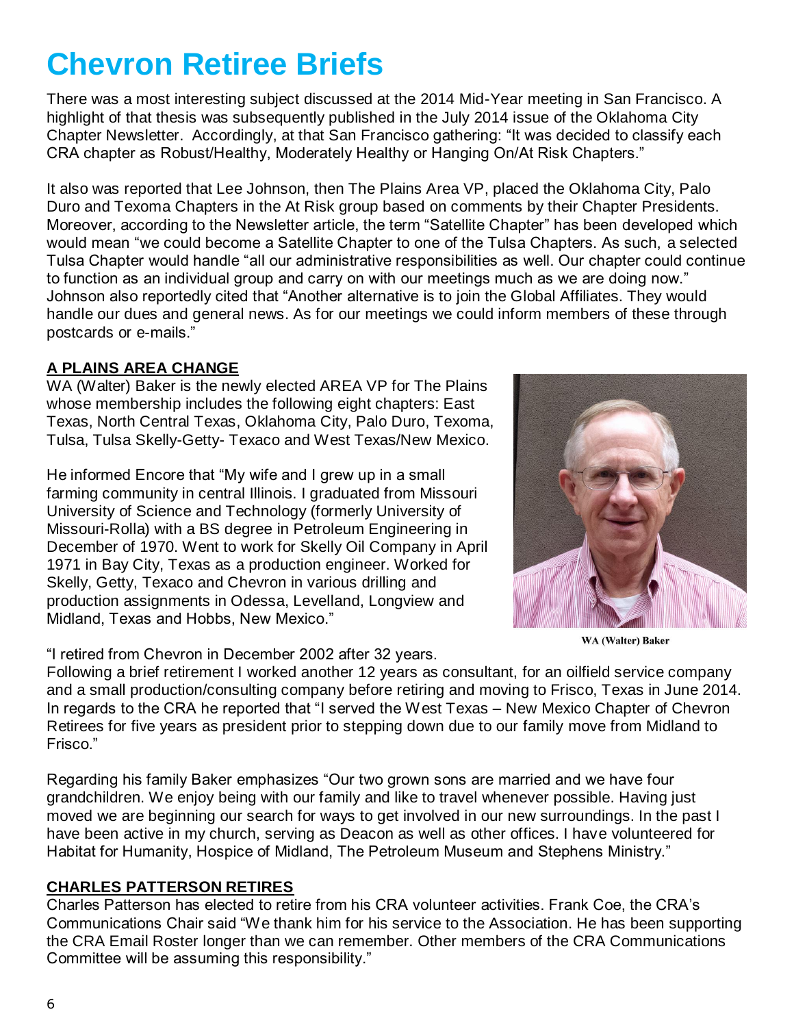# Chevron Retiree Briefs

There was a most interesting subject discussed at the 2014 Mid-Year meeting in San Francisco. A highlight of that thesis was subsequently published in the July 2014 issue of the Oklahoma City Chapter Newsletter. Accordingly, at that San Francisco gathering: "It was decided to classify each CRA chapter as Robust/Healthy, Moderately Healthy or Hanging On/At Risk Chapters."

It also was reported that Lee Johnson, then The Plains Area VP, placed the Oklahoma City, Palo Duro and Texoma Chapters in the At Risk group based on comments by their Chapter Presidents. Moreover, according to the Newsletter article, the term "Satellite Chapter" has been developed which would mean "we could become a Satellite Chapter to one of the Tulsa Chapters. As such, a selected Tulsa Chapter would handle "all our administrative responsibilities as well. Our chapter could continue to function as an individual group and carry on with our meetings much as we are doing now." Johnson also reportedly cited that "Another alternative is to join the Global Affiliates. They would handle our dues and general news. As for our meetings we could inform members of these through postcards or e-mails."

**A PLAINS AREA CHANGE**

WA (Walter) Baker is the newly elected AREA VP for The Plains whose membership includes the following eight chapters: East Texas, North Central Texas, Oklahoma City, Palo Duro, Texoma, Tulsa, Tulsa Skelly-Getty- Texaco and West Texas/New Mexico.

He informed Encore that "My wife and I grew up in a small farming community in central Illinois. I graduated from Missouri University of Science and Technology (formerly University of Missouri-Rolla) with a BS degree in Petroleum Engineering in December of 1970. Went to work for Skelly Oil Company in April 1971 in Bay City, Texas as a production engineer. Worked for Skelly, Getty, Texaco and Chevron in various drilling and production assignments in Odessa, Levelland, Longview and Midland, Texas and Hobbs, New Mexico."

WA (Walter) Baker

"I retired from Chevron in December 2002 after 32 years.
Following a brief retirement I worked another 12 years as consultant, for an oilfield service company and a small production/consulting company before retiring and moving to Frisco, Texas in June 2014. In regards to the CRA he reported that "I served the West Texas – New Mexico Chapter of Chevron Retirees for five years as president prior to stepping down due to our family move from Midland to Frisco."

Regarding his family Baker emphasizes "Our two grown sons are married and we have four grandchildren. We enjoy being with our family and like to travel whenever possible. Having just moved we are beginning our search for ways to get involved in our new surroundings. In the past I have been active in my church, serving as Deacon as well as other offices. I have volunteered for Habitat for Humanity, Hospice of Midland, The Petroleum Museum and Stephens Ministry."

**CHARLES PATTERSON RETIRES**

Charles Patterson has elected to retire from his CRA volunteer activities. Frank Coe, the CRA's Communications Chair said "We thank him for his service to the Association. He has been supporting the CRA Email Roster longer than we can remember. Other members of the CRA Communications Committee will be assuming this responsibility."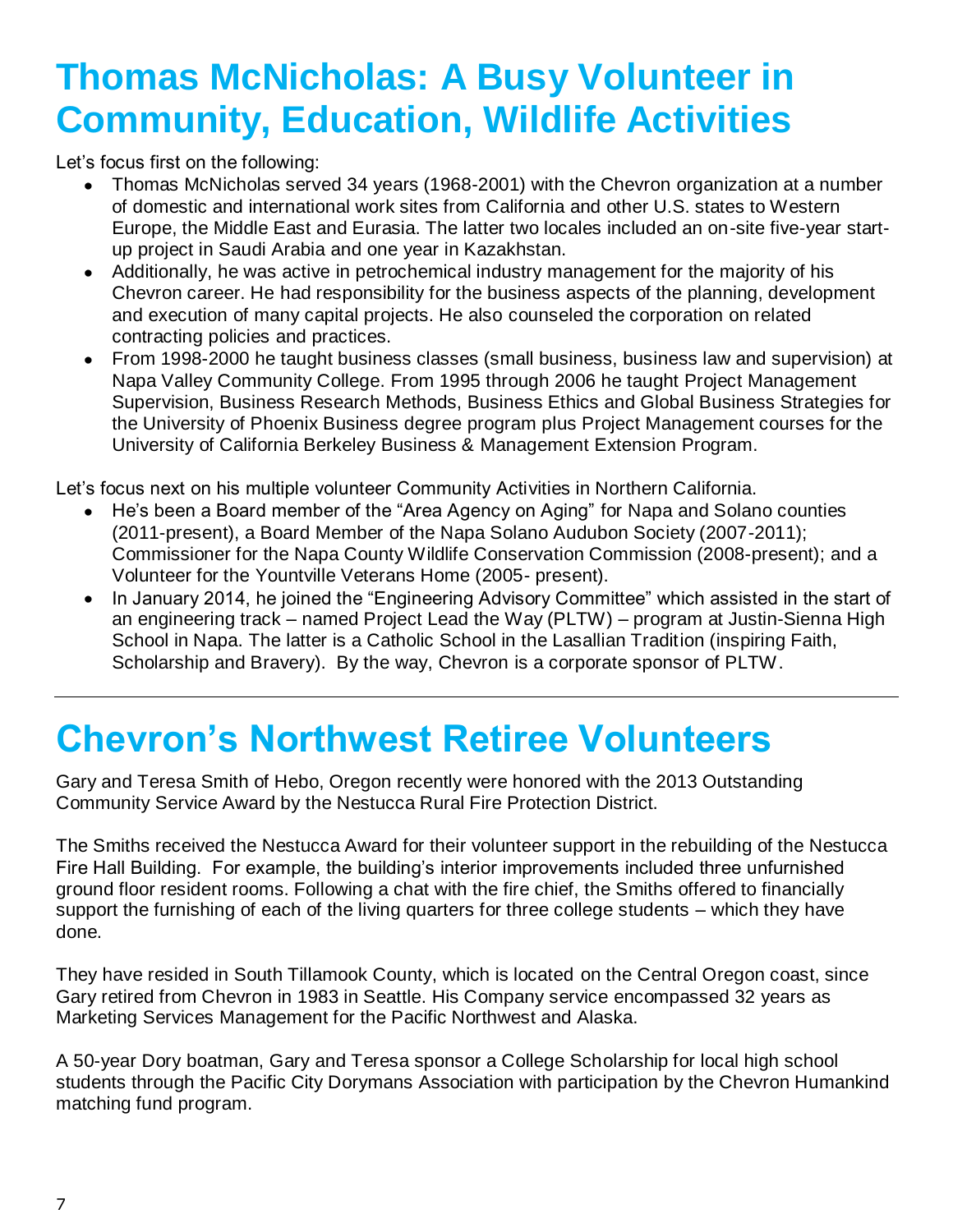# Thomas McNicholas: A Busy Volunteer in Community, Education, Wildlife Activities

Let's focus first on the following:

- Thomas McNicholas served 34 years (1968-2001) with the Chevron organization at a number of domestic and international work sites from California and other U.S. states to Western Europe, the Middle East and Eurasia. The latter two locales included an on-site five-year start-up project in Saudi Arabia and one year in Kazakhstan.
- Additionally, he was active in petrochemical industry management for the majority of his Chevron career. He had responsibility for the business aspects of the planning, development and execution of many capital projects. He also counseled the corporation on related contracting policies and practices.
- From 1998-2000 he taught business classes (small business, business law and supervision) at Napa Valley Community College. From 1995 through 2006 he taught Project Management Supervision, Business Research Methods, Business Ethics and Global Business Strategies for the University of Phoenix Business degree program plus Project Management courses for the University of California Berkeley Business & Management Extension Program.

Let's focus next on his multiple volunteer Community Activities in Northern California.

- He's been a Board member of the "Area Agency on Aging" for Napa and Solano counties (2011-present), a Board Member of the Napa Solano Audubon Society (2007-2011); Commissioner for the Napa County Wildlife Conservation Commission (2008-present); and a Volunteer for the Yountville Veterans Home (2005- present).
- In January 2014, he joined the "Engineering Advisory Committee" which assisted in the start of an engineering track – named Project Lead the Way (PLTW) – program at Justin-Sienna High School in Napa. The latter is a Catholic School in the Lasallian Tradition (inspiring Faith, Scholarship and Bravery). By the way, Chevron is a corporate sponsor of PLTW.

---

# Chevron's Northwest Retiree Volunteers

Gary and Teresa Smith of Hebo, Oregon recently were honored with the 2013 Outstanding Community Service Award by the Nestucca Rural Fire Protection District.

The Smiths received the Nestucca Award for their volunteer support in the rebuilding of the Nestucca Fire Hall Building. For example, the building's interior improvements included three unfurnished ground floor resident rooms. Following a chat with the fire chief, the Smiths offered to financially support the furnishing of each of the living quarters for three college students – which they have done.

They have resided in South Tillamook County, which is located on the Central Oregon coast, since Gary retired from Chevron in 1983 in Seattle. His Company service encompassed 32 years as Marketing Services Management for the Pacific Northwest and Alaska.

A 50-year Dory boatman, Gary and Teresa sponsor a College Scholarship for local high school students through the Pacific City Dorymans Association with participation by the Chevron Humankind matching fund program.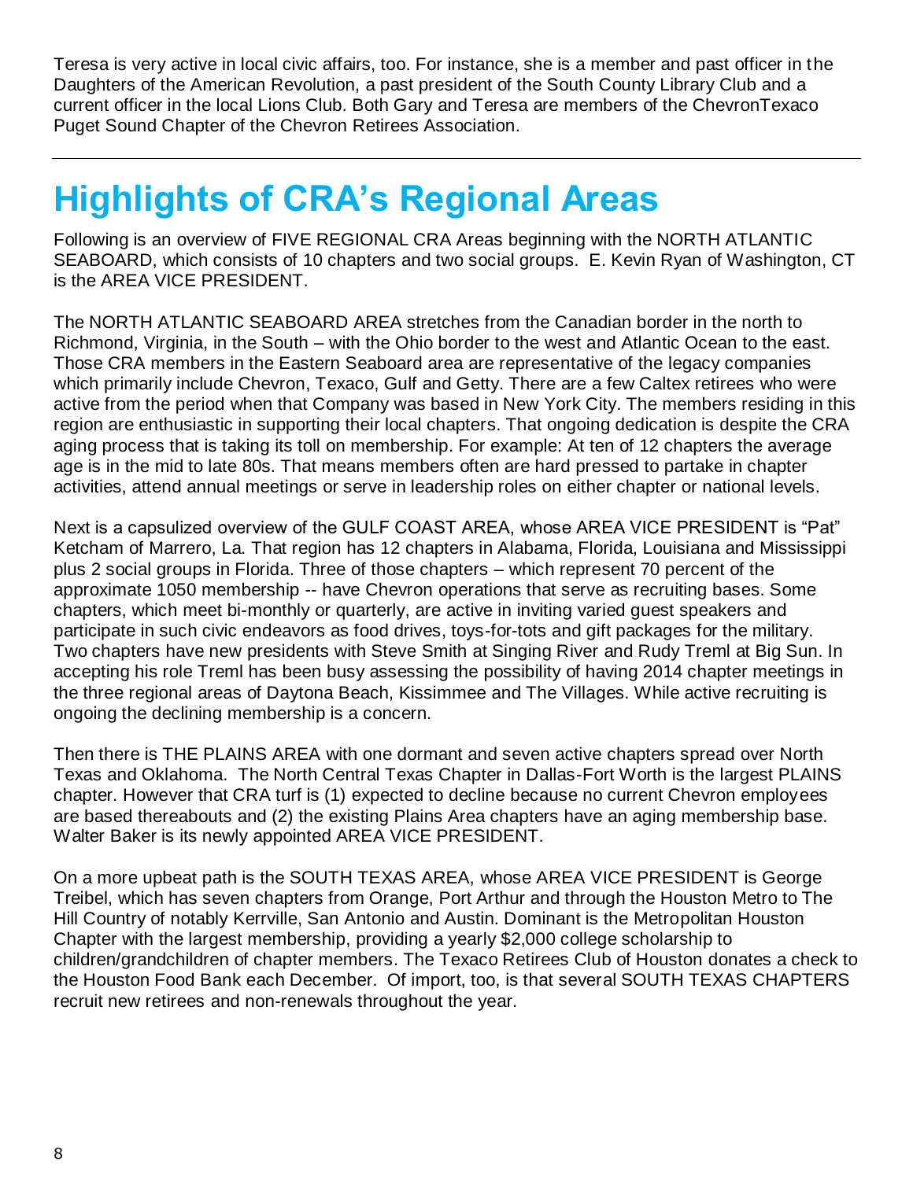Teresa is very active in local civic affairs, too. For instance, she is a member and past officer in the Daughters of the American Revolution, a past president of the South County Library Club and a current officer in the local Lions Club. Both Gary and Teresa are members of the ChevronTexaco Puget Sound Chapter of the Chevron Retirees Association.

---

# Highlights of CRA's Regional Areas

Following is an overview of FIVE REGIONAL CRA Areas beginning with the NORTH ATLANTIC SEABOARD, which consists of 10 chapters and two social groups. E. Kevin Ryan of Washington, CT is the AREA VICE PRESIDENT.

The NORTH ATLANTIC SEABOARD AREA stretches from the Canadian border in the north to Richmond, Virginia, in the South – with the Ohio border to the west and Atlantic Ocean to the east. Those CRA members in the Eastern Seaboard area are representative of the legacy companies which primarily include Chevron, Texaco, Gulf and Getty. There are a few Caltex retirees who were active from the period when that Company was based in New York City. The members residing in this region are enthusiastic in supporting their local chapters. That ongoing dedication is despite the CRA aging process that is taking its toll on membership. For example: At ten of 12 chapters the average age is in the mid to late 80s. That means members often are hard pressed to partake in chapter activities, attend annual meetings or serve in leadership roles on either chapter or national levels.

Next is a capsulized overview of the GULF COAST AREA, whose AREA VICE PRESIDENT is "Pat" Ketcham of Marrero, La. That region has 12 chapters in Alabama, Florida, Louisiana and Mississippi plus 2 social groups in Florida. Three of those chapters – which represent 70 percent of the approximate 1050 membership -- have Chevron operations that serve as recruiting bases. Some chapters, which meet bi-monthly or quarterly, are active in inviting varied guest speakers and participate in such civic endeavors as food drives, toys-for-tots and gift packages for the military. Two chapters have new presidents with Steve Smith at Singing River and Rudy Treml at Big Sun. In accepting his role Treml has been busy assessing the possibility of having 2014 chapter meetings in the three regional areas of Daytona Beach, Kissimmee and The Villages. While active recruiting is ongoing the declining membership is a concern.

Then there is THE PLAINS AREA with one dormant and seven active chapters spread over North Texas and Oklahoma. The North Central Texas Chapter in Dallas-Fort Worth is the largest PLAINS chapter. However that CRA turf is (1) expected to decline because no current Chevron employees are based thereabouts and (2) the existing Plains Area chapters have an aging membership base. Walter Baker is its newly appointed AREA VICE PRESIDENT.

On a more upbeat path is the SOUTH TEXAS AREA, whose AREA VICE PRESIDENT is George Treibel, which has seven chapters from Orange, Port Arthur and through the Houston Metro to The Hill Country of notably Kerrville, San Antonio and Austin. Dominant is the Metropolitan Houston Chapter with the largest membership, providing a yearly $2,000 college scholarship to children/grandchildren of chapter members. The Texaco Retirees Club of Houston donates a check to the Houston Food Bank each December. Of import, too, is that several SOUTH TEXAS CHAPTERS recruit new retirees and non-renewals throughout the year.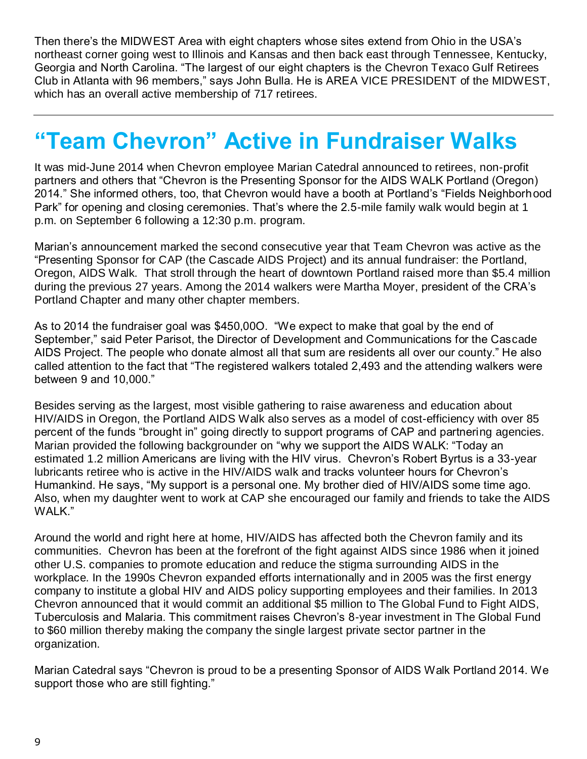Then there's the MIDWEST Area with eight chapters whose sites extend from Ohio in the USA's northeast corner going west to Illinois and Kansas and then back east through Tennessee, Kentucky, Georgia and North Carolina. "The largest of our eight chapters is the Chevron Texaco Gulf Retirees Club in Atlanta with 96 members," says John Bulla. He is AREA VICE PRESIDENT of the MIDWEST, which has an overall active membership of 717 retirees.

---

# "Team Chevron" Active in Fundraiser Walks

It was mid-June 2014 when Chevron employee Marian Catedral announced to retirees, non-profit partners and others that "Chevron is the Presenting Sponsor for the AIDS WALK Portland (Oregon) 2014." She informed others, too, that Chevron would have a booth at Portland's "Fields Neighborhood Park" for opening and closing ceremonies. That's where the 2.5-mile family walk would begin at 1 p.m. on September 6 following a 12:30 p.m. program.

Marian's announcement marked the second consecutive year that Team Chevron was active as the "Presenting Sponsor for CAP (the Cascade AIDS Project) and its annual fundraiser: the Portland, Oregon, AIDS Walk. That stroll through the heart of downtown Portland raised more than $5.4 million during the previous 27 years. Among the 2014 walkers were Martha Moyer, president of the CRA's Portland Chapter and many other chapter members.

As to 2014 the fundraiser goal was $450,00O. "We expect to make that goal by the end of September," said Peter Parisot, the Director of Development and Communications for the Cascade AIDS Project. The people who donate almost all that sum are residents all over our county." He also called attention to the fact that "The registered walkers totaled 2,493 and the attending walkers were between 9 and 10,000."

Besides serving as the largest, most visible gathering to raise awareness and education about HIV/AIDS in Oregon, the Portland AIDS Walk also serves as a model of cost-efficiency with over 85 percent of the funds "brought in" going directly to support programs of CAP and partnering agencies. Marian provided the following backgrounder on "why we support the AIDS WALK: "Today an estimated 1.2 million Americans are living with the HIV virus. Chevron's Robert Byrtus is a 33-year lubricants retiree who is active in the HIV/AIDS walk and tracks volunteer hours for Chevron's Humankind. He says, "My support is a personal one. My brother died of HIV/AIDS some time ago. Also, when my daughter went to work at CAP she encouraged our family and friends to take the AIDS WALK."

Around the world and right here at home, HIV/AIDS has affected both the Chevron family and its communities. Chevron has been at the forefront of the fight against AIDS since 1986 when it joined other U.S. companies to promote education and reduce the stigma surrounding AIDS in the workplace. In the 1990s Chevron expanded efforts internationally and in 2005 was the first energy company to institute a global HIV and AIDS policy supporting employees and their families. In 2013 Chevron announced that it would commit an additional $5 million to The Global Fund to Fight AIDS, Tuberculosis and Malaria. This commitment raises Chevron's 8-year investment in The Global Fund to $60 million thereby making the company the single largest private sector partner in the organization.

Marian Catedral says "Chevron is proud to be a presenting Sponsor of AIDS Walk Portland 2014. We support those who are still fighting."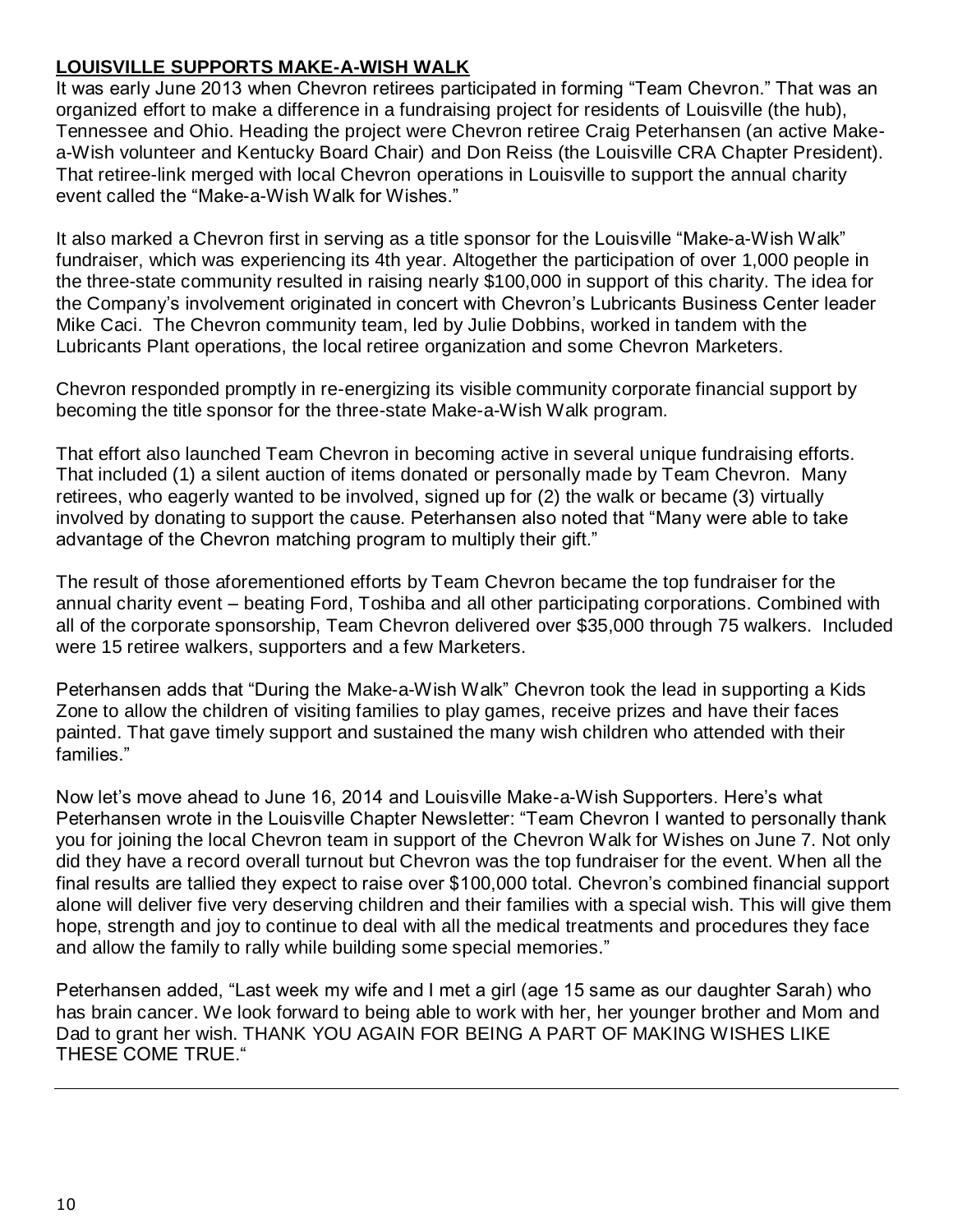## **LOUISVILLE SUPPORTS MAKE-A-WISH WALK**

It was early June 2013 when Chevron retirees participated in forming "Team Chevron." That was an organized effort to make a difference in a fundraising project for residents of Louisville (the hub), Tennessee and Ohio. Heading the project were Chevron retiree Craig Peterhansen (an active Make-a-Wish volunteer and Kentucky Board Chair) and Don Reiss (the Louisville CRA Chapter President). That retiree-link merged with local Chevron operations in Louisville to support the annual charity event called the "Make-a-Wish Walk for Wishes."

It also marked a Chevron first in serving as a title sponsor for the Louisville "Make-a-Wish Walk" fundraiser, which was experiencing its 4th year. Altogether the participation of over 1,000 people in the three-state community resulted in raising nearly $100,000 in support of this charity. The idea for the Company's involvement originated in concert with Chevron's Lubricants Business Center leader Mike Caci. The Chevron community team, led by Julie Dobbins, worked in tandem with the Lubricants Plant operations, the local retiree organization and some Chevron Marketers.

Chevron responded promptly in re-energizing its visible community corporate financial support by becoming the title sponsor for the three-state Make-a-Wish Walk program.

That effort also launched Team Chevron in becoming active in several unique fundraising efforts. That included (1) a silent auction of items donated or personally made by Team Chevron. Many retirees, who eagerly wanted to be involved, signed up for (2) the walk or became (3) virtually involved by donating to support the cause. Peterhansen also noted that "Many were able to take advantage of the Chevron matching program to multiply their gift."

The result of those aforementioned efforts by Team Chevron became the top fundraiser for the annual charity event – beating Ford, Toshiba and all other participating corporations. Combined with all of the corporate sponsorship, Team Chevron delivered over $35,000 through 75 walkers. Included were 15 retiree walkers, supporters and a few Marketers.

Peterhansen adds that "During the Make-a-Wish Walk" Chevron took the lead in supporting a Kids Zone to allow the children of visiting families to play games, receive prizes and have their faces painted. That gave timely support and sustained the many wish children who attended with their families."

Now let's move ahead to June 16, 2014 and Louisville Make-a-Wish Supporters. Here's what Peterhansen wrote in the Louisville Chapter Newsletter: "Team Chevron I wanted to personally thank you for joining the local Chevron team in support of the Chevron Walk for Wishes on June 7. Not only did they have a record overall turnout but Chevron was the top fundraiser for the event. When all the final results are tallied they expect to raise over $100,000 total. Chevron's combined financial support alone will deliver five very deserving children and their families with a special wish. This will give them hope, strength and joy to continue to deal with all the medical treatments and procedures they face and allow the family to rally while building some special memories."

Peterhansen added, "Last week my wife and I met a girl (age 15 same as our daughter Sarah) who has brain cancer. We look forward to being able to work with her, her younger brother and Mom and Dad to grant her wish. THANK YOU AGAIN FOR BEING A PART OF MAKING WISHES LIKE THESE COME TRUE."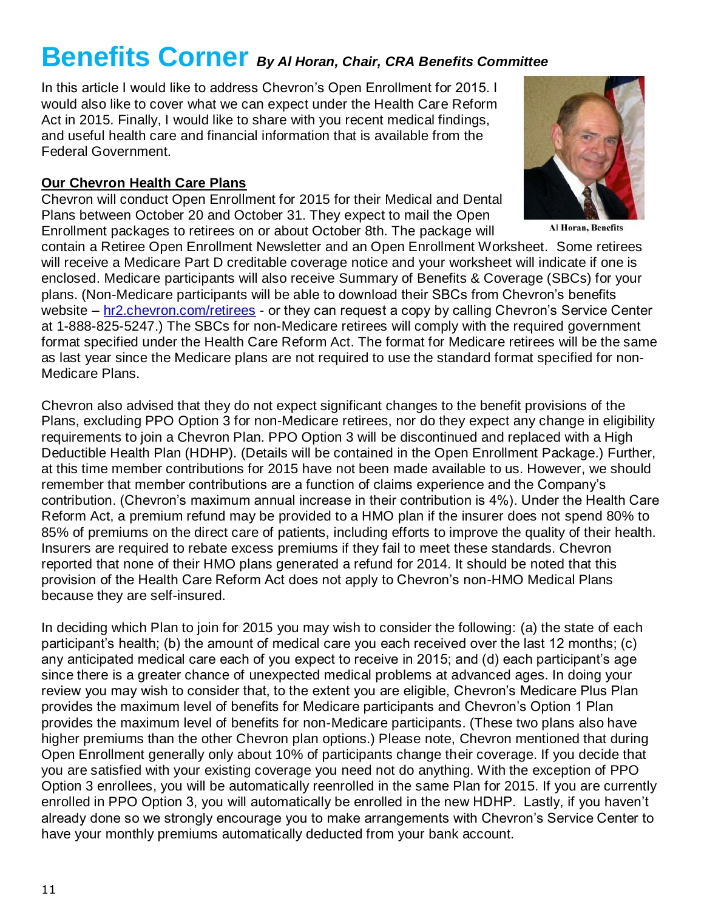# Benefits Corner *By Al Horan, Chair, CRA Benefits Committee*

In this article I would like to address Chevron's Open Enrollment for 2015. I would also like to cover what we can expect under the Health Care Reform Act in 2015. Finally, I would like to share with you recent medical findings, and useful health care and financial information that is available from the Federal Government.

Al Horan, Benefits

**Our Chevron Health Care Plans**

Chevron will conduct Open Enrollment for 2015 for their Medical and Dental Plans between October 20 and October 31. They expect to mail the Open Enrollment packages to retirees on or about October 8th. The package will contain a Retiree Open Enrollment Newsletter and an Open Enrollment Worksheet. Some retirees will receive a Medicare Part D creditable coverage notice and your worksheet will indicate if one is enclosed. Medicare participants will also receive Summary of Benefits & Coverage (SBCs) for your plans. (Non-Medicare participants will be able to download their SBCs from Chevron's benefits website – hr2.chevron.com/retirees - or they can request a copy by calling Chevron's Service Center at 1-888-825-5247.) The SBCs for non-Medicare retirees will comply with the required government format specified under the Health Care Reform Act. The format for Medicare retirees will be the same as last year since the Medicare plans are not required to use the standard format specified for non-Medicare Plans.

Chevron also advised that they do not expect significant changes to the benefit provisions of the Plans, excluding PPO Option 3 for non-Medicare retirees, nor do they expect any change in eligibility requirements to join a Chevron Plan. PPO Option 3 will be discontinued and replaced with a High Deductible Health Plan (HDHP). (Details will be contained in the Open Enrollment Package.) Further, at this time member contributions for 2015 have not been made available to us. However, we should remember that member contributions are a function of claims experience and the Company's contribution. (Chevron's maximum annual increase in their contribution is 4%). Under the Health Care Reform Act, a premium refund may be provided to a HMO plan if the insurer does not spend 80% to 85% of premiums on the direct care of patients, including efforts to improve the quality of their health. Insurers are required to rebate excess premiums if they fail to meet these standards. Chevron reported that none of their HMO plans generated a refund for 2014. It should be noted that this provision of the Health Care Reform Act does not apply to Chevron's non-HMO Medical Plans because they are self-insured.

In deciding which Plan to join for 2015 you may wish to consider the following: (a) the state of each participant's health; (b) the amount of medical care you each received over the last 12 months; (c) any anticipated medical care each of you expect to receive in 2015; and (d) each participant's age since there is a greater chance of unexpected medical problems at advanced ages. In doing your review you may wish to consider that, to the extent you are eligible, Chevron's Medicare Plus Plan provides the maximum level of benefits for Medicare participants and Chevron's Option 1 Plan provides the maximum level of benefits for non-Medicare participants. (These two plans also have higher premiums than the other Chevron plan options.) Please note, Chevron mentioned that during Open Enrollment generally only about 10% of participants change their coverage. If you decide that you are satisfied with your existing coverage you need not do anything. With the exception of PPO Option 3 enrollees, you will be automatically reenrolled in the same Plan for 2015. If you are currently enrolled in PPO Option 3, you will automatically be enrolled in the new HDHP. Lastly, if you haven't already done so we strongly encourage you to make arrangements with Chevron's Service Center to have your monthly premiums automatically deducted from your bank account.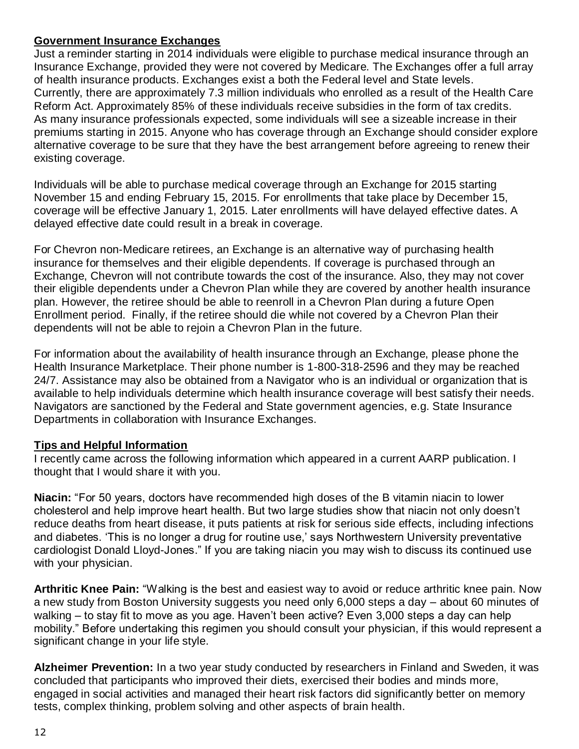## Government Insurance Exchanges

Just a reminder starting in 2014 individuals were eligible to purchase medical insurance through an Insurance Exchange, provided they were not covered by Medicare. The Exchanges offer a full array of health insurance products. Exchanges exist a both the Federal level and State levels. Currently, there are approximately 7.3 million individuals who enrolled as a result of the Health Care Reform Act. Approximately 85% of these individuals receive subsidies in the form of tax credits. As many insurance professionals expected, some individuals will see a sizeable increase in their premiums starting in 2015. Anyone who has coverage through an Exchange should consider explore alternative coverage to be sure that they have the best arrangement before agreeing to renew their existing coverage.

Individuals will be able to purchase medical coverage through an Exchange for 2015 starting November 15 and ending February 15, 2015. For enrollments that take place by December 15, coverage will be effective January 1, 2015. Later enrollments will have delayed effective dates. A delayed effective date could result in a break in coverage.

For Chevron non-Medicare retirees, an Exchange is an alternative way of purchasing health insurance for themselves and their eligible dependents. If coverage is purchased through an Exchange, Chevron will not contribute towards the cost of the insurance. Also, they may not cover their eligible dependents under a Chevron Plan while they are covered by another health insurance plan. However, the retiree should be able to reenroll in a Chevron Plan during a future Open Enrollment period. Finally, if the retiree should die while not covered by a Chevron Plan their dependents will not be able to rejoin a Chevron Plan in the future.

For information about the availability of health insurance through an Exchange, please phone the Health Insurance Marketplace. Their phone number is 1-800-318-2596 and they may be reached 24/7. Assistance may also be obtained from a Navigator who is an individual or organization that is available to help individuals determine which health insurance coverage will best satisfy their needs. Navigators are sanctioned by the Federal and State government agencies, e.g. State Insurance Departments in collaboration with Insurance Exchanges.

## Tips and Helpful Information

I recently came across the following information which appeared in a current AARP publication. I thought that I would share it with you.

**Niacin:** "For 50 years, doctors have recommended high doses of the B vitamin niacin to lower cholesterol and help improve heart health. But two large studies show that niacin not only doesn't reduce deaths from heart disease, it puts patients at risk for serious side effects, including infections and diabetes. 'This is no longer a drug for routine use,' says Northwestern University preventative cardiologist Donald Lloyd-Jones." If you are taking niacin you may wish to discuss its continued use with your physician.

**Arthritic Knee Pain:** "Walking is the best and easiest way to avoid or reduce arthritic knee pain. Now a new study from Boston University suggests you need only 6,000 steps a day – about 60 minutes of walking – to stay fit to move as you age. Haven't been active? Even 3,000 steps a day can help mobility." Before undertaking this regimen you should consult your physician, if this would represent a significant change in your life style.

**Alzheimer Prevention:** In a two year study conducted by researchers in Finland and Sweden, it was concluded that participants who improved their diets, exercised their bodies and minds more, engaged in social activities and managed their heart risk factors did significantly better on memory tests, complex thinking, problem solving and other aspects of brain health.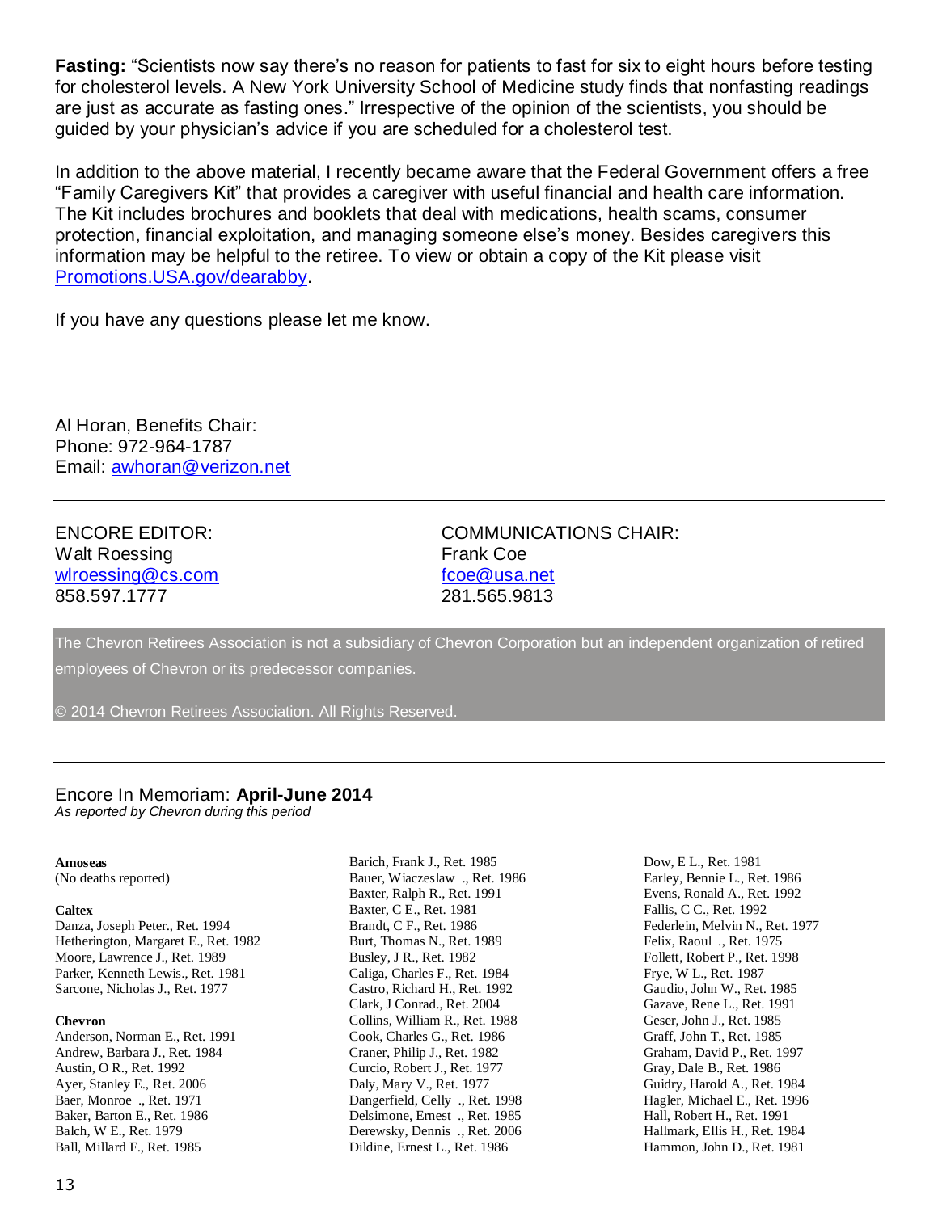**Fasting:** "Scientists now say there's no reason for patients to fast for six to eight hours before testing for cholesterol levels. A New York University School of Medicine study finds that nonfasting readings are just as accurate as fasting ones." Irrespective of the opinion of the scientists, you should be guided by your physician's advice if you are scheduled for a cholesterol test.

In addition to the above material, I recently became aware that the Federal Government offers a free "Family Caregivers Kit" that provides a caregiver with useful financial and health care information. The Kit includes brochures and booklets that deal with medications, health scams, consumer protection, financial exploitation, and managing someone else's money. Besides caregivers this information may be helpful to the retiree. To view or obtain a copy of the Kit please visit [Promotions.USA.gov/dearabby](Promotions.USA.gov/dearabby).

If you have any questions please let me know.

Al Horan, Benefits Chair:
Phone: 972-964-1787
Email: [awhoran@verizon.net](mailto:awhoran@verizon.net)

---

ENCORE EDITOR:
Walt Roessing
[wlroessing@cs.com](mailto:wlroessing@cs.com)
858.597.1777

COMMUNICATIONS CHAIR:
Frank Coe
[fcoe@usa.net](mailto:fcoe@usa.net)
281.565.9813

The Chevron Retirees Association is not a subsidiary of Chevron Corporation but an independent organization of retired employees of Chevron or its predecessor companies.

© 2014 Chevron Retirees Association. All Rights Reserved.

---

## Encore In Memoriam: **April-June 2014**

*As reported by Chevron during this period*

**Amoseas**
(No deaths reported)

**Caltex**
Danza, Joseph Peter., Ret. 1994
Hetherington, Margaret E., Ret. 1982
Moore, Lawrence J., Ret. 1989
Parker, Kenneth Lewis., Ret. 1981
Sarcone, Nicholas J., Ret. 1977

**Chevron**
Anderson, Norman E., Ret. 1991
Andrew, Barbara J., Ret. 1984
Austin, O R., Ret. 1992
Ayer, Stanley E., Ret. 2006
Baer, Monroe ., Ret. 1971
Baker, Barton E., Ret. 1986
Balch, W E., Ret. 1979
Ball, Millard F., Ret. 1985
Barich, Frank J., Ret. 1985
Bauer, Wiaczeslaw ., Ret. 1986
Baxter, Ralph R., Ret. 1991
Baxter, C E., Ret. 1981
Brandt, C F., Ret. 1986
Burt, Thomas N., Ret. 1989
Busley, J R., Ret. 1982
Caliga, Charles F., Ret. 1984
Castro, Richard H., Ret. 1992
Clark, J Conrad., Ret. 2004
Collins, William R., Ret. 1988
Cook, Charles G., Ret. 1986
Craner, Philip J., Ret. 1982
Curcio, Robert J., Ret. 1977
Daly, Mary V., Ret. 1977
Dangerfield, Celly ., Ret. 1998
Delsimone, Ernest ., Ret. 1985
Derewsky, Dennis ., Ret. 2006
Dildine, Ernest L., Ret. 1986
Dow, E L., Ret. 1981
Earley, Bennie L., Ret. 1986
Evens, Ronald A., Ret. 1992
Fallis, C C., Ret. 1992
Federlein, Melvin N., Ret. 1977
Felix, Raoul ., Ret. 1975
Follett, Robert P., Ret. 1998
Frye, W L., Ret. 1987
Gaudio, John W., Ret. 1985
Gazave, Rene L., Ret. 1991
Geser, John J., Ret. 1985
Graff, John T., Ret. 1985
Graham, David P., Ret. 1997
Gray, Dale B., Ret. 1986
Guidry, Harold A., Ret. 1984
Hagler, Michael E., Ret. 1996
Hall, Robert H., Ret. 1991
Hallmark, Ellis H., Ret. 1984
Hammon, John D., Ret. 1981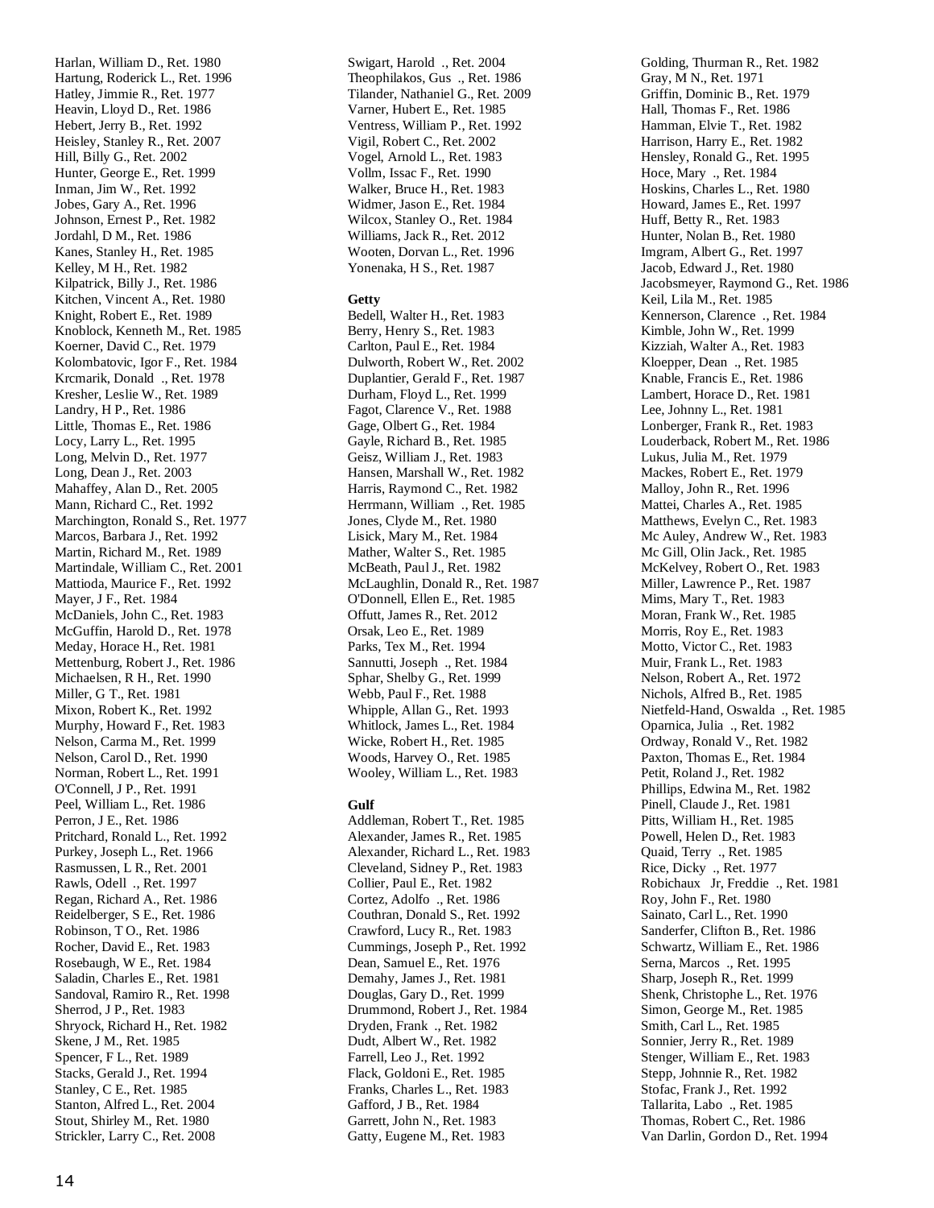Harlan, William D., Ret. 1980
Hartung, Roderick L., Ret. 1996
Hatley, Jimmie R., Ret. 1977
Heavin, Lloyd D., Ret. 1986
Hebert, Jerry B., Ret. 1992
Heisley, Stanley R., Ret. 2007
Hill, Billy G., Ret. 2002
Hunter, George E., Ret. 1999
Inman, Jim W., Ret. 1992
Jobes, Gary A., Ret. 1996
Johnson, Ernest P., Ret. 1982
Jordahl, D M., Ret. 1986
Kanes, Stanley H., Ret. 1985
Kelley, M H., Ret. 1982
Kilpatrick, Billy J., Ret. 1986
Kitchen, Vincent A., Ret. 1980
Knight, Robert E., Ret. 1989
Knoblock, Kenneth M., Ret. 1985
Koerner, David C., Ret. 1979
Kolombatovic, Igor F., Ret. 1984
Krcmarik, Donald ., Ret. 1978
Kresher, Leslie W., Ret. 1989
Landry, H P., Ret. 1986
Little, Thomas E., Ret. 1986
Locy, Larry L., Ret. 1995
Long, Melvin D., Ret. 1977
Long, Dean J., Ret. 2003
Mahaffey, Alan D., Ret. 2005
Mann, Richard C., Ret. 1992
Marchington, Ronald S., Ret. 1977
Marcos, Barbara J., Ret. 1992
Martin, Richard M., Ret. 1989
Martindale, William C., Ret. 2001
Mattioda, Maurice F., Ret. 1992
Mayer, J F., Ret. 1984
McDaniels, John C., Ret. 1983
McGuffin, Harold D., Ret. 1978
Meday, Horace H., Ret. 1981
Mettenburg, Robert J., Ret. 1986
Michaelsen, R H., Ret. 1990
Miller, G T., Ret. 1981
Mixon, Robert K., Ret. 1992
Murphy, Howard F., Ret. 1983
Nelson, Carma M., Ret. 1999
Nelson, Carol D., Ret. 1990
Norman, Robert L., Ret. 1991
O'Connell, J P., Ret. 1991
Peel, William L., Ret. 1986
Perron, J E., Ret. 1986
Pritchard, Ronald L., Ret. 1992
Purkey, Joseph L., Ret. 1966
Rasmussen, L R., Ret. 2001
Rawls, Odell ., Ret. 1997
Regan, Richard A., Ret. 1986
Reidelberger, S E., Ret. 1986
Robinson, T O., Ret. 1986
Rocher, David E., Ret. 1983
Rosebaugh, W E., Ret. 1984
Saladin, Charles E., Ret. 1981
Sandoval, Ramiro R., Ret. 1998
Sherrod, J P., Ret. 1983
Shryock, Richard H., Ret. 1982
Skene, J M., Ret. 1985
Spencer, F L., Ret. 1989
Stacks, Gerald J., Ret. 1994
Stanley, C E., Ret. 1985
Stanton, Alfred L., Ret. 2004
Stout, Shirley M., Ret. 1980
Strickler, Larry C., Ret. 2008
Swigart, Harold ., Ret. 2004
Theophilakos, Gus ., Ret. 1986
Tilander, Nathaniel G., Ret. 2009
Varner, Hubert E., Ret. 1985
Ventress, William P., Ret. 1992
Vigil, Robert C., Ret. 2002
Vogel, Arnold L., Ret. 1983
Vollm, Issac F., Ret. 1990
Walker, Bruce H., Ret. 1983
Widmer, Jason E., Ret. 1984
Wilcox, Stanley O., Ret. 1984
Williams, Jack R., Ret. 2012
Wooten, Dorvan L., Ret. 1996
Yonenaka, H S., Ret. 1987

**Getty**

Bedell, Walter H., Ret. 1983
Berry, Henry S., Ret. 1983
Carlton, Paul E., Ret. 1984
Dulworth, Robert W., Ret. 2002
Duplantier, Gerald F., Ret. 1987
Durham, Floyd L., Ret. 1999
Fagot, Clarence V., Ret. 1988
Gage, Olbert G., Ret. 1984
Gayle, Richard B., Ret. 1985
Geisz, William J., Ret. 1983
Hansen, Marshall W., Ret. 1982
Harris, Raymond C., Ret. 1982
Herrmann, William ., Ret. 1985
Jones, Clyde M., Ret. 1980
Lisick, Mary M., Ret. 1984
Mather, Walter S., Ret. 1985
McBeath, Paul J., Ret. 1982
McLaughlin, Donald R., Ret. 1987
O'Donnell, Ellen E., Ret. 1985
Offutt, James R., Ret. 2012
Orsak, Leo E., Ret. 1989
Parks, Tex M., Ret. 1994
Sannutti, Joseph ., Ret. 1984
Sphar, Shelby G., Ret. 1999
Webb, Paul F., Ret. 1988
Whipple, Allan G., Ret. 1993
Whitlock, James L., Ret. 1984
Wicke, Robert H., Ret. 1985
Woods, Harvey O., Ret. 1985
Wooley, William L., Ret. 1983

**Gulf**

Addleman, Robert T., Ret. 1985
Alexander, James R., Ret. 1985
Alexander, Richard L., Ret. 1983
Cleveland, Sidney P., Ret. 1983
Collier, Paul E., Ret. 1982
Cortez, Adolfo ., Ret. 1986
Couthran, Donald S., Ret. 1992
Crawford, Lucy R., Ret. 1983
Cummings, Joseph P., Ret. 1992
Dean, Samuel E., Ret. 1976
Demahy, James J., Ret. 1981
Douglas, Gary D., Ret. 1999
Drummond, Robert J., Ret. 1984
Dryden, Frank ., Ret. 1982
Dudt, Albert W., Ret. 1982
Farrell, Leo J., Ret. 1992
Flack, Goldoni E., Ret. 1985
Franks, Charles L., Ret. 1983
Gafford, J B., Ret. 1984
Garrett, John N., Ret. 1983
Gatty, Eugene M., Ret. 1983
Golding, Thurman R., Ret. 1982
Gray, M N., Ret. 1971
Griffin, Dominic B., Ret. 1979
Hall, Thomas F., Ret. 1986
Hamman, Elvie T., Ret. 1982
Harrison, Harry E., Ret. 1982
Hensley, Ronald G., Ret. 1995
Hoce, Mary ., Ret. 1984
Hoskins, Charles L., Ret. 1980
Howard, James E., Ret. 1997
Huff, Betty R., Ret. 1983
Hunter, Nolan B., Ret. 1980
Imgram, Albert G., Ret. 1997
Jacob, Edward J., Ret. 1980
Jacobsmeyer, Raymond G., Ret. 1986
Keil, Lila M., Ret. 1985
Kennerson, Clarence ., Ret. 1984
Kimble, John W., Ret. 1999
Kizziah, Walter A., Ret. 1983
Kloepper, Dean ., Ret. 1985
Knable, Francis E., Ret. 1986
Lambert, Horace D., Ret. 1981
Lee, Johnny L., Ret. 1981
Lonberger, Frank R., Ret. 1983
Louderback, Robert M., Ret. 1986
Lukus, Julia M., Ret. 1979
Mackes, Robert E., Ret. 1979
Malloy, John R., Ret. 1996
Mattei, Charles A., Ret. 1985
Matthews, Evelyn C., Ret. 1983
Mc Auley, Andrew W., Ret. 1983
Mc Gill, Olin Jack., Ret. 1985
McKelvey, Robert O., Ret. 1983
Miller, Lawrence P., Ret. 1987
Mims, Mary T., Ret. 1983
Moran, Frank W., Ret. 1985
Morris, Roy E., Ret. 1983
Motto, Victor C., Ret. 1983
Muir, Frank L., Ret. 1983
Nelson, Robert A., Ret. 1972
Nichols, Alfred B., Ret. 1985
Nietfeld-Hand, Oswalda ., Ret. 1985
Oparnica, Julia ., Ret. 1982
Ordway, Ronald V., Ret. 1982
Paxton, Thomas E., Ret. 1984
Petit, Roland J., Ret. 1982
Phillips, Edwina M., Ret. 1982
Pinell, Claude J., Ret. 1981
Pitts, William H., Ret. 1985
Powell, Helen D., Ret. 1983
Quaid, Terry ., Ret. 1985
Rice, Dicky ., Ret. 1977
Robichaux Jr, Freddie ., Ret. 1981
Roy, John F., Ret. 1980
Sainato, Carl L., Ret. 1990
Sanderfer, Clifton B., Ret. 1986
Schwartz, William E., Ret. 1986
Serna, Marcos ., Ret. 1995
Sharp, Joseph R., Ret. 1999
Shenk, Christophe L., Ret. 1976
Simon, George M., Ret. 1985
Smith, Carl L., Ret. 1985
Sonnier, Jerry R., Ret. 1989
Stenger, William E., Ret. 1983
Stepp, Johnnie R., Ret. 1982
Stofac, Frank J., Ret. 1992
Tallarita, Labo ., Ret. 1985
Thomas, Robert C., Ret. 1986
Van Darlin, Gordon D., Ret. 1994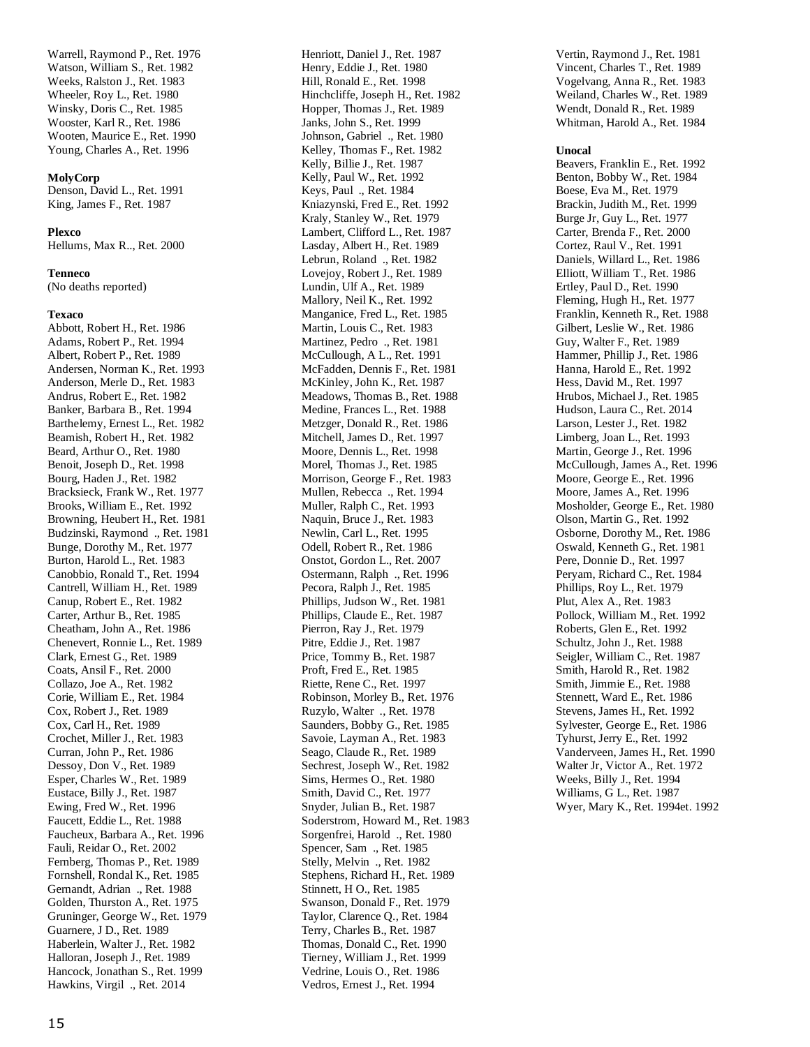Warrell, Raymond P., Ret. 1976
Watson, William S., Ret. 1982
Weeks, Ralston J., Ret. 1983
Wheeler, Roy L., Ret. 1980
Winsky, Doris C., Ret. 1985
Wooster, Karl R., Ret. 1986
Wooten, Maurice E., Ret. 1990
Young, Charles A., Ret. 1996

**MolyCorp**
Denson, David L., Ret. 1991
King, James F., Ret. 1987

**Plexco**
Hellums, Max R.., Ret. 2000

**Tenneco**
(No deaths reported)

**Texaco**
Abbott, Robert H., Ret. 1986
Adams, Robert P., Ret. 1994
Albert, Robert P., Ret. 1989
Andersen, Norman K., Ret. 1993
Anderson, Merle D., Ret. 1983
Andrus, Robert E., Ret. 1982
Banker, Barbara B., Ret. 1994
Barthelemy, Ernest L., Ret. 1982
Beamish, Robert H., Ret. 1982
Beard, Arthur O., Ret. 1980
Benoit, Joseph D., Ret. 1998
Bourg, Haden J., Ret. 1982
Bracksieck, Frank W., Ret. 1977
Brooks, William E., Ret. 1992
Browning, Heubert H., Ret. 1981
Budzinski, Raymond ., Ret. 1981
Bunge, Dorothy M., Ret. 1977
Burton, Harold L., Ret. 1983
Canobbio, Ronald T., Ret. 1994
Cantrell, William H., Ret. 1989
Canup, Robert E., Ret. 1982
Carter, Arthur B., Ret. 1985
Cheatham, John A., Ret. 1986
Chenevert, Ronnie L., Ret. 1989
Clark, Ernest G., Ret. 1989
Coats, Ansil F., Ret. 2000
Collazo, Joe A., Ret. 1982
Corie, William E., Ret. 1984
Cox, Robert J., Ret. 1989
Cox, Carl H., Ret. 1989
Crochet, Miller J., Ret. 1983
Curran, John P., Ret. 1986
Dessoy, Don V., Ret. 1989
Esper, Charles W., Ret. 1989
Eustace, Billy J., Ret. 1987
Ewing, Fred W., Ret. 1996
Faucett, Eddie L., Ret. 1988
Faucheux, Barbara A., Ret. 1996
Fauli, Reidar O., Ret. 2002
Fernberg, Thomas P., Ret. 1989
Fornshell, Rondal K., Ret. 1985
Gernandt, Adrian ., Ret. 1988
Golden, Thurston A., Ret. 1975
Gruninger, George W., Ret. 1979
Guarnere, J D., Ret. 1989
Haberlein, Walter J., Ret. 1982
Halloran, Joseph J., Ret. 1989
Hancock, Jonathan S., Ret. 1999
Hawkins, Virgil ., Ret. 2014
Henriott, Daniel J., Ret. 1987
Henry, Eddie J., Ret. 1980
Hill, Ronald E., Ret. 1998
Hinchcliffe, Joseph H., Ret. 1982
Hopper, Thomas J., Ret. 1989
Janks, John S., Ret. 1999
Johnson, Gabriel ., Ret. 1980
Kelley, Thomas F., Ret. 1982
Kelly, Billie J., Ret. 1987
Kelly, Paul W., Ret. 1992
Keys, Paul ., Ret. 1984
Kniazynski, Fred E., Ret. 1992
Kraly, Stanley W., Ret. 1979
Lambert, Clifford L., Ret. 1987
Lasday, Albert H., Ret. 1989
Lebrun, Roland ., Ret. 1982
Lovejoy, Robert J., Ret. 1989
Lundin, Ulf A., Ret. 1989
Mallory, Neil K., Ret. 1992
Manganice, Fred L., Ret. 1985
Martin, Louis C., Ret. 1983
Martinez, Pedro ., Ret. 1981
McCullough, A L., Ret. 1991
McFadden, Dennis F., Ret. 1981
McKinley, John K., Ret. 1987
Meadows, Thomas B., Ret. 1988
Medine, Frances L., Ret. 1988
Metzger, Donald R., Ret. 1986
Mitchell, James D., Ret. 1997
Moore, Dennis L., Ret. 1998
Morel, Thomas J., Ret. 1985
Morrison, George F., Ret. 1983
Mullen, Rebecca ., Ret. 1994
Muller, Ralph C., Ret. 1993
Naquin, Bruce J., Ret. 1983
Newlin, Carl L., Ret. 1995
Odell, Robert R., Ret. 1986
Onstot, Gordon L., Ret. 2007
Ostermann, Ralph ., Ret. 1996
Pecora, Ralph J., Ret. 1985
Phillips, Judson W., Ret. 1981
Phillips, Claude E., Ret. 1987
Pierron, Ray J., Ret. 1979
Pitre, Eddie J., Ret. 1987
Price, Tommy B., Ret. 1987
Proft, Fred E., Ret. 1985
Riette, Rene C., Ret. 1997
Robinson, Morley B., Ret. 1976
Ruzylo, Walter ., Ret. 1978
Saunders, Bobby G., Ret. 1985
Savoie, Layman A., Ret. 1983
Seago, Claude R., Ret. 1989
Sechrest, Joseph W., Ret. 1982
Sims, Hermes O., Ret. 1980
Smith, David C., Ret. 1977
Snyder, Julian B., Ret. 1987
Soderstrom, Howard M., Ret. 1983
Sorgenfrei, Harold ., Ret. 1980
Spencer, Sam ., Ret. 1985
Stelly, Melvin ., Ret. 1982
Stephens, Richard H., Ret. 1989
Stinnett, H O., Ret. 1985
Swanson, Donald F., Ret. 1979
Taylor, Clarence Q., Ret. 1984
Terry, Charles B., Ret. 1987
Thomas, Donald C., Ret. 1990
Tierney, William J., Ret. 1999
Vedrine, Louis O., Ret. 1986
Vedros, Ernest J., Ret. 1994
Vertin, Raymond J., Ret. 1981
Vincent, Charles T., Ret. 1989
Vogelvang, Anna R., Ret. 1983
Weiland, Charles W., Ret. 1989
Wendt, Donald R., Ret. 1989
Whitman, Harold A., Ret. 1984

**Unocal**
Beavers, Franklin E., Ret. 1992
Benton, Bobby W., Ret. 1984
Boese, Eva M., Ret. 1979
Brackin, Judith M., Ret. 1999
Burge Jr, Guy L., Ret. 1977
Carter, Brenda F., Ret. 2000
Cortez, Raul V., Ret. 1991
Daniels, Willard L., Ret. 1986
Elliott, William T., Ret. 1986
Ertley, Paul D., Ret. 1990
Fleming, Hugh H., Ret. 1977
Franklin, Kenneth R., Ret. 1988
Gilbert, Leslie W., Ret. 1986
Guy, Walter F., Ret. 1989
Hammer, Phillip J., Ret. 1986
Hanna, Harold E., Ret. 1992
Hess, David M., Ret. 1997
Hrubos, Michael J., Ret. 1985
Hudson, Laura C., Ret. 2014
Larson, Lester J., Ret. 1982
Limberg, Joan L., Ret. 1993
Martin, George J., Ret. 1996
McCullough, James A., Ret. 1996
Moore, George E., Ret. 1996
Moore, James A., Ret. 1996
Mosholder, George E., Ret. 1980
Olson, Martin G., Ret. 1992
Osborne, Dorothy M., Ret. 1986
Oswald, Kenneth G., Ret. 1981
Pere, Donnie D., Ret. 1997
Peryam, Richard C., Ret. 1984
Phillips, Roy L., Ret. 1979
Plut, Alex A., Ret. 1983
Pollock, William M., Ret. 1992
Roberts, Glen E., Ret. 1992
Schultz, John J., Ret. 1988
Seigler, William C., Ret. 1987
Smith, Harold R., Ret. 1982
Smith, Jimmie E., Ret. 1988
Stennett, Ward E., Ret. 1986
Stevens, James H., Ret. 1992
Sylvester, George E., Ret. 1986
Tyhurst, Jerry E., Ret. 1992
Vanderveen, James H., Ret. 1990
Walter Jr, Victor A., Ret. 1972
Weeks, Billy J., Ret. 1994
Williams, G L., Ret. 1987
Wyer, Mary K., Ret. 1994et. 1992